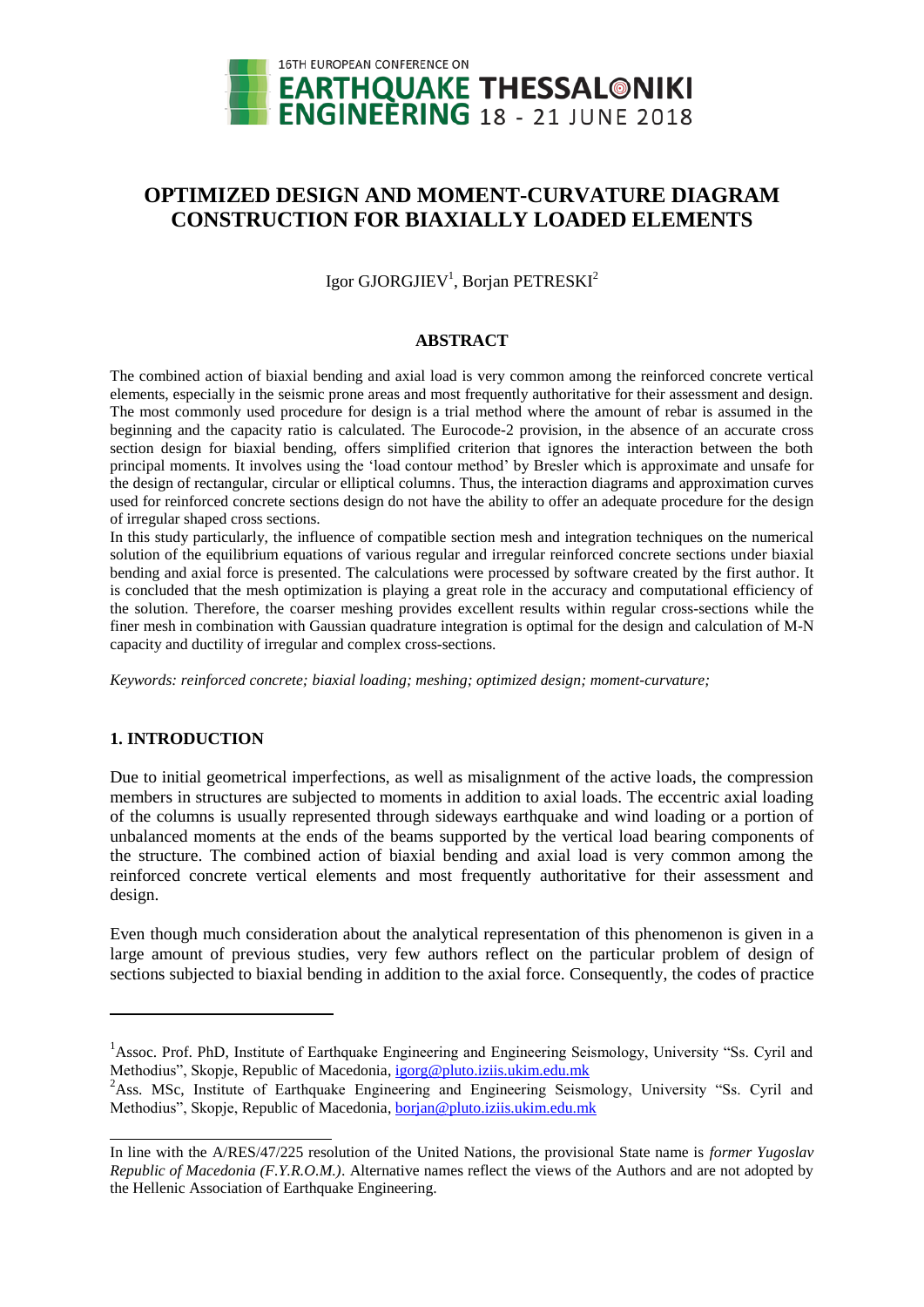# OPTIMIZED DESIGN AND MOMENT-CURVATURE DIAGRAM CONSTRUCTION FOR BIAXIALLY LOADED ELEMENTS

Igor GJORGJIEV[1], Borjan PETRESKI[2]

## ABSTRACT

The combined action of biaxial bending and axial load is very common among the reinforced concrete vertical elements, especially in the seismic prone areas and most frequently authoritative for their assessment and design. The most commonly used procedure for design is a trial method where the amount of rebar is assumed in the beginning and the capacity ratio is calculated. The Eurocode-2 provision, in the absence of an accurate cross section design for biaxial bending, offers simplified criterion that ignores the interaction between the both principal moments. It involves using the 'load contour method' by Bresler which is approximate and unsafe for the design of rectangular, circular or elliptical columns. Thus, the interaction diagrams and approximation curves used for reinforced concrete sections design do not have the ability to offer an adequate procedure for the design of irregular shaped cross sections.

In this study particularly, the influence of compatible section mesh and integration techniques on the numerical solution of the equilibrium equations of various regular and irregular reinforced concrete sections under biaxial bending and axial force is presented. The calculations were processed by software created by the first author. It is concluded that the mesh optimization is playing a great role in the accuracy and computational efficiency of the solution. Therefore, the coarser meshing provides excellent results within regular cross-sections while the finer mesh in combination with Gaussian quadrature integration is optimal for the design and calculation of M-N capacity and ductility of irregular and complex cross-sections.

*Keywords: reinforced concrete; biaxial loading; meshing; optimized design; moment-curvature;*

## 1. INTRODUCTION

Due to initial geometrical imperfections, as well as misalignment of the active loads, the compression members in structures are subjected to moments in addition to axial loads. The eccentric axial loading of the columns is usually represented through sideways earthquake and wind loading or a portion of unbalanced moments at the ends of the beams supported by the vertical load bearing components of the structure. The combined action of biaxial bending and axial load is very common among the reinforced concrete vertical elements and most frequently authoritative for their assessment and design.

Even though much consideration about the analytical representation of this phenomenon is given in a large amount of previous studies, very few authors reflect on the particular problem of design of sections subjected to biaxial bending in addition to the axial force. Consequently, the codes of practice

---

[1]Assoc. Prof. PhD, Institute of Earthquake Engineering and Engineering Seismology, University "Ss. Cyril and Methodius", Skopje, Republic of Macedonia, igorg@pluto.iziis.ukim.edu.mk

[2]Ass. MSc, Institute of Earthquake Engineering and Engineering Seismology, University "Ss. Cyril and Methodius", Skopje, Republic of Macedonia, borjan@pluto.iziis.ukim.edu.mk

In line with the A/RES/47/225 resolution of the United Nations, the provisional State name is *former Yugoslav Republic of Macedonia (F.Y.R.O.M.)*. Alternative names reflect the views of the Authors and are not adopted by the Hellenic Association of Earthquake Engineering.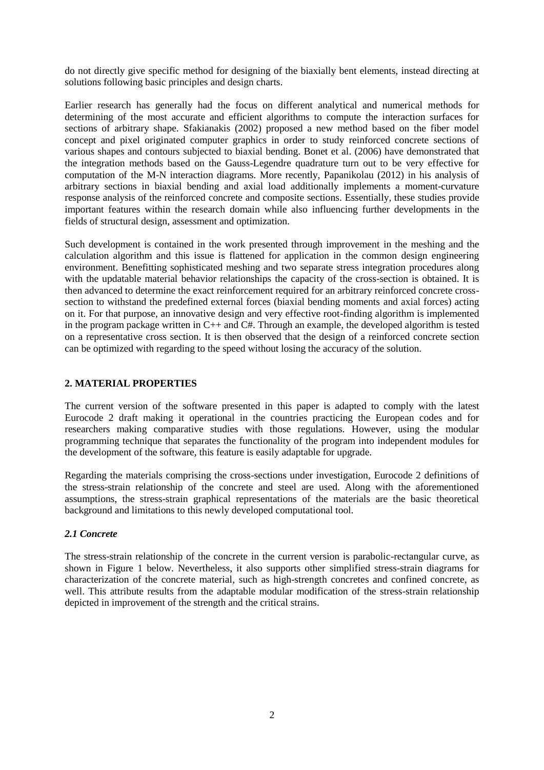do not directly give specific method for designing of the biaxially bent elements, instead directing at solutions following basic principles and design charts.

Earlier research has generally had the focus on different analytical and numerical methods for determining of the most accurate and efficient algorithms to compute the interaction surfaces for sections of arbitrary shape. Sfakianakis (2002) proposed a new method based on the fiber model concept and pixel originated computer graphics in order to study reinforced concrete sections of various shapes and contours subjected to biaxial bending. Bonet et al. (2006) have demonstrated that the integration methods based on the Gauss-Legendre quadrature turn out to be very effective for computation of the M-N interaction diagrams. More recently, Papanikolau (2012) in his analysis of arbitrary sections in biaxial bending and axial load additionally implements a moment-curvature response analysis of the reinforced concrete and composite sections. Essentially, these studies provide important features within the research domain while also influencing further developments in the fields of structural design, assessment and optimization.

Such development is contained in the work presented through improvement in the meshing and the calculation algorithm and this issue is flattened for application in the common design engineering environment. Benefitting sophisticated meshing and two separate stress integration procedures along with the updatable material behavior relationships the capacity of the cross-section is obtained. It is then advanced to determine the exact reinforcement required for an arbitrary reinforced concrete cross-section to withstand the predefined external forces (biaxial bending moments and axial forces) acting on it. For that purpose, an innovative design and very effective root-finding algorithm is implemented in the program package written in C++ and C#. Through an example, the developed algorithm is tested on a representative cross section. It is then observed that the design of a reinforced concrete section can be optimized with regarding to the speed without losing the accuracy of the solution.

## 2. MATERIAL PROPERTIES

The current version of the software presented in this paper is adapted to comply with the latest Eurocode 2 draft making it operational in the countries practicing the European codes and for researchers making comparative studies with those regulations. However, using the modular programming technique that separates the functionality of the program into independent modules for the development of the software, this feature is easily adaptable for upgrade.

Regarding the materials comprising the cross-sections under investigation, Eurocode 2 definitions of the stress-strain relationship of the concrete and steel are used. Along with the aforementioned assumptions, the stress-strain graphical representations of the materials are the basic theoretical background and limitations to this newly developed computational tool.

### *2.1 Concrete*

The stress-strain relationship of the concrete in the current version is parabolic-rectangular curve, as shown in Figure 1 below. Nevertheless, it also supports other simplified stress-strain diagrams for characterization of the concrete material, such as high-strength concretes and confined concrete, as well. This attribute results from the adaptable modular modification of the stress-strain relationship depicted in improvement of the strength and the critical strains.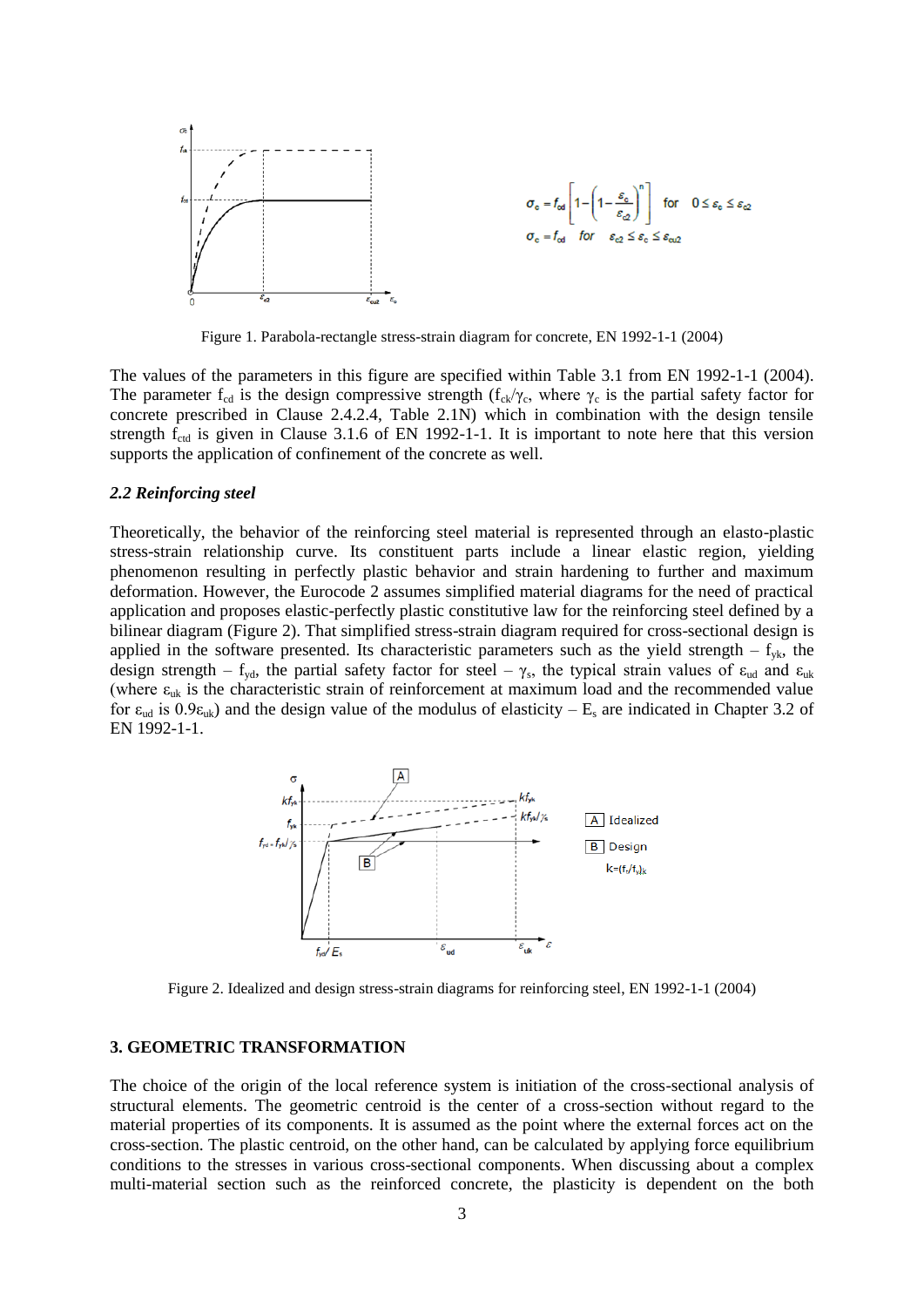$$\sigma_c = f_{cd}\left[1-\left(1-\frac{\varepsilon_c}{\varepsilon_{c2}}\right)^n\right] \quad \text{for} \quad 0 \le \varepsilon_c \le \varepsilon_{c2}$$

$$\sigma_c = f_{cd} \quad \text{for} \quad \varepsilon_{c2} \le \varepsilon_c \le \varepsilon_{cu2}$$

Figure 1. Parabola-rectangle stress-strain diagram for concrete, EN 1992-1-1 (2004)

The values of the parameters in this figure are specified within Table 3.1 from EN 1992-1-1 (2004). The parameter $f_{cd}$ is the design compressive strength ($f_{ck}/\gamma_c$, where $\gamma_c$ is the partial safety factor for concrete prescribed in Clause 2.4.2.4, Table 2.1N) which in combination with the design tensile strength $f_{ctd}$ is given in Clause 3.1.6 of EN 1992-1-1. It is important to note here that this version supports the application of confinement of the concrete as well.

### *2.2 Reinforcing steel*

Theoretically, the behavior of the reinforcing steel material is represented through an elasto-plastic stress-strain relationship curve. Its constituent parts include a linear elastic region, yielding phenomenon resulting in perfectly plastic behavior and strain hardening to further and maximum deformation. However, the Eurocode 2 assumes simplified material diagrams for the need of practical application and proposes elastic-perfectly plastic constitutive law for the reinforcing steel defined by a bilinear diagram (Figure 2). That simplified stress-strain diagram required for cross-sectional design is applied in the software presented. Its characteristic parameters such as the yield strength – $f_{yk}$, the design strength – $f_{yd}$, the partial safety factor for steel – $\gamma_s$, the typical strain values of $\varepsilon_{ud}$ and $\varepsilon_{uk}$ (where $\varepsilon_{uk}$ is the characteristic strain of reinforcement at maximum load and the recommended value for $\varepsilon_{ud}$ is $0.9\varepsilon_{uk}$) and the design value of the modulus of elasticity – $E_s$ are indicated in Chapter 3.2 of EN 1992-1-1.

Figure 2. Idealized and design stress-strain diagrams for reinforcing steel, EN 1992-1-1 (2004)

## 3. GEOMETRIC TRANSFORMATION

The choice of the origin of the local reference system is initiation of the cross-sectional analysis of structural elements. The geometric centroid is the center of a cross-section without regard to the material properties of its components. It is assumed as the point where the external forces act on the cross-section. The plastic centroid, on the other hand, can be calculated by applying force equilibrium conditions to the stresses in various cross-sectional components. When discussing about a complex multi-material section such as the reinforced concrete, the plasticity is dependent on the both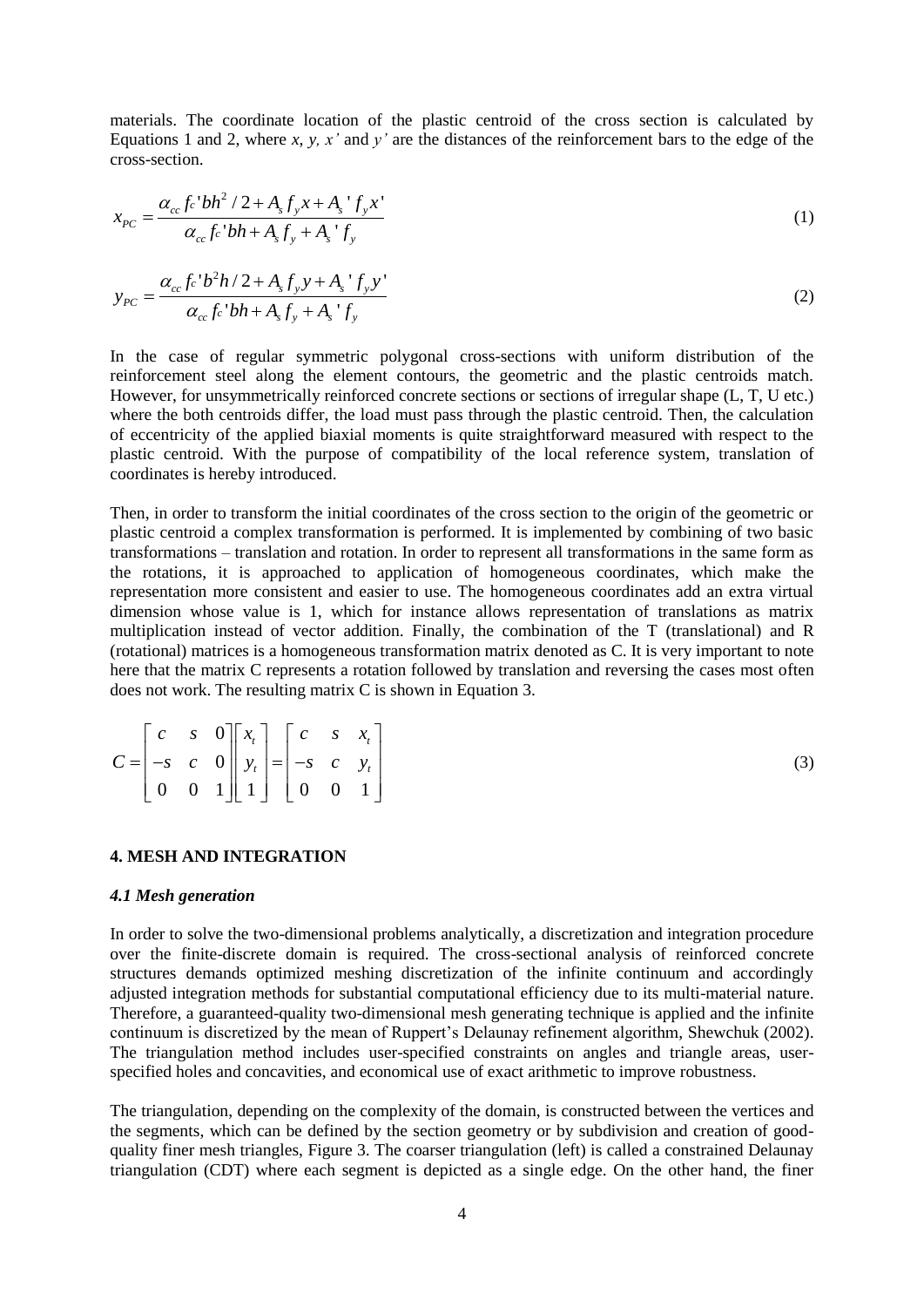materials. The coordinate location of the plastic centroid of the cross section is calculated by Equations 1 and 2, where $x$, $y$, $x'$ and $y'$ are the distances of the reinforcement bars to the edge of the cross-section.

$$x_{PC} = \frac{\alpha_{cc} f_c' bh^2 / 2 + A_s f_y x + A_s' f_y x'}{\alpha_{cc} f_c' bh + A_s f_y + A_s' f_y} \tag{1}$$

$$y_{PC} = \frac{\alpha_{cc} f_c' b^2 h / 2 + A_s f_y y + A_s' f_y y'}{\alpha_{cc} f_c' bh + A_s f_y + A_s' f_y} \tag{2}$$

In the case of regular symmetric polygonal cross-sections with uniform distribution of the reinforcement steel along the element contours, the geometric and the plastic centroids match. However, for unsymmetrically reinforced concrete sections or sections of irregular shape (L, T, U etc.) where the both centroids differ, the load must pass through the plastic centroid. Then, the calculation of eccentricity of the applied biaxial moments is quite straightforward measured with respect to the plastic centroid. With the purpose of compatibility of the local reference system, translation of coordinates is hereby introduced.

Then, in order to transform the initial coordinates of the cross section to the origin of the geometric or plastic centroid a complex transformation is performed. It is implemented by combining of two basic transformations – translation and rotation. In order to represent all transformations in the same form as the rotations, it is approached to application of homogeneous coordinates, which make the representation more consistent and easier to use. The homogeneous coordinates add an extra virtual dimension whose value is 1, which for instance allows representation of translations as matrix multiplication instead of vector addition. Finally, the combination of the T (translational) and R (rotational) matrices is a homogeneous transformation matrix denoted as C. It is very important to note here that the matrix C represents a rotation followed by translation and reversing the cases most often does not work. The resulting matrix C is shown in Equation 3.

$$C = \begin{bmatrix} c & s & 0 \\ -s & c & 0 \\ 0 & 0 & 1 \end{bmatrix} \begin{bmatrix} x_t \\ y_t \\ 1 \end{bmatrix} = \begin{bmatrix} c & s & x_t \\ -s & c & y_t \\ 0 & 0 & 1 \end{bmatrix} \tag{3}$$

## 4. MESH AND INTEGRATION

### *4.1 Mesh generation*

In order to solve the two-dimensional problems analytically, a discretization and integration procedure over the finite-discrete domain is required. The cross-sectional analysis of reinforced concrete structures demands optimized meshing discretization of the infinite continuum and accordingly adjusted integration methods for substantial computational efficiency due to its multi-material nature. Therefore, a guaranteed-quality two-dimensional mesh generating technique is applied and the infinite continuum is discretized by the mean of Ruppert's Delaunay refinement algorithm, Shewchuk (2002). The triangulation method includes user-specified constraints on angles and triangle areas, user-specified holes and concavities, and economical use of exact arithmetic to improve robustness.

The triangulation, depending on the complexity of the domain, is constructed between the vertices and the segments, which can be defined by the section geometry or by subdivision and creation of good-quality finer mesh triangles, Figure 3. The coarser triangulation (left) is called a constrained Delaunay triangulation (CDT) where each segment is depicted as a single edge. On the other hand, the finer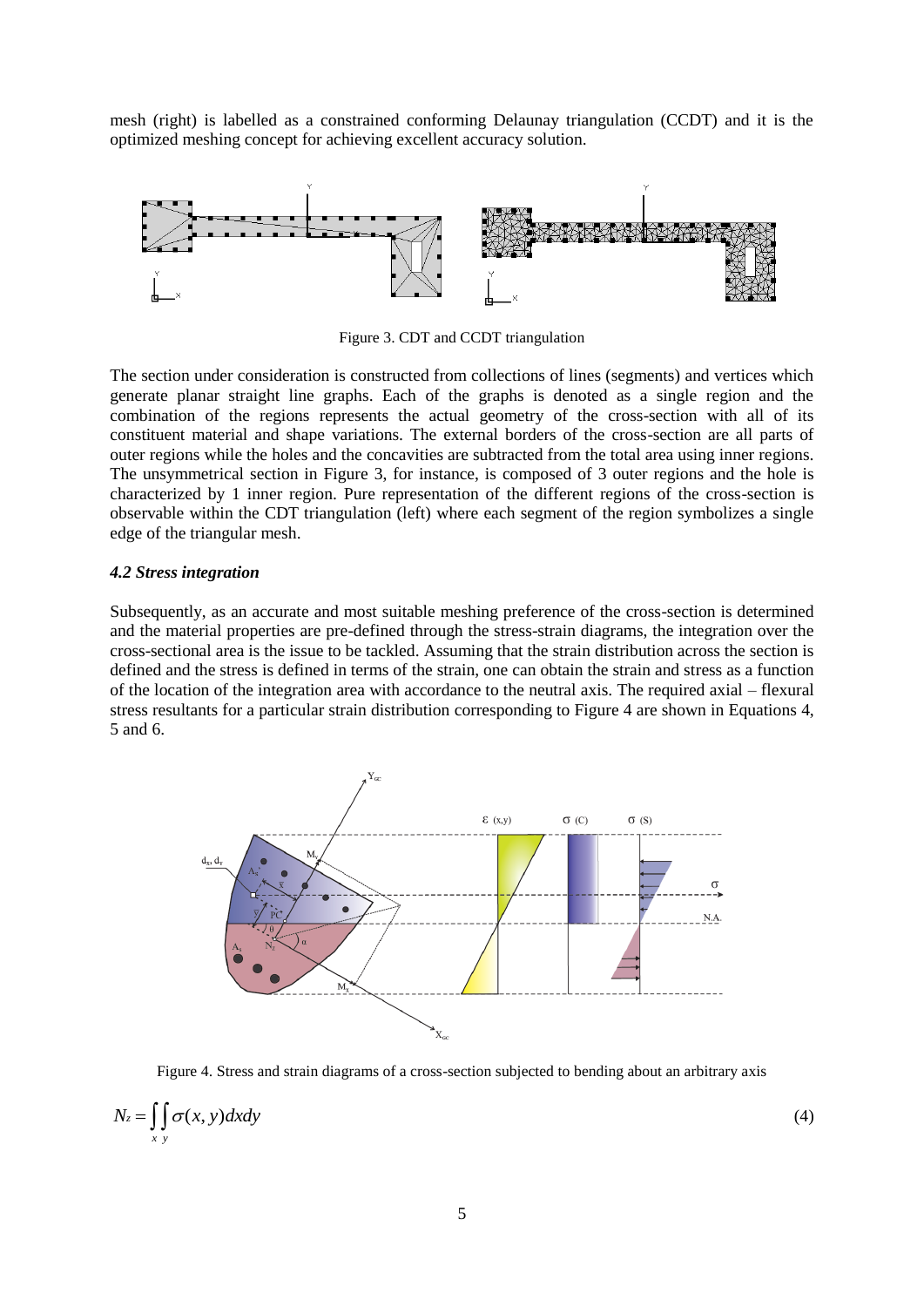mesh (right) is labelled as a constrained conforming Delaunay triangulation (CCDT) and it is the optimized meshing concept for achieving excellent accuracy solution.

Figure 3. CDT and CCDT triangulation

The section under consideration is constructed from collections of lines (segments) and vertices which generate planar straight line graphs. Each of the graphs is denoted as a single region and the combination of the regions represents the actual geometry of the cross-section with all of its constituent material and shape variations. The external borders of the cross-section are all parts of outer regions while the holes and the concavities are subtracted from the total area using inner regions. The unsymmetrical section in Figure 3, for instance, is composed of 3 outer regions and the hole is characterized by 1 inner region. Pure representation of the different regions of the cross-section is observable within the CDT triangulation (left) where each segment of the region symbolizes a single edge of the triangular mesh.

### *4.2 Stress integration*

Subsequently, as an accurate and most suitable meshing preference of the cross-section is determined and the material properties are pre-defined through the stress-strain diagrams, the integration over the cross-sectional area is the issue to be tackled. Assuming that the strain distribution across the section is defined and the stress is defined in terms of the strain, one can obtain the strain and stress as a function of the location of the integration area with accordance to the neutral axis. The required axial – flexural stress resultants for a particular strain distribution corresponding to Figure 4 are shown in Equations 4, 5 and 6.

Figure 4. Stress and strain diagrams of a cross-section subjected to bending about an arbitrary axis

$$N_z = \int_x \int_y \sigma(x, y) dx dy \tag{4}$$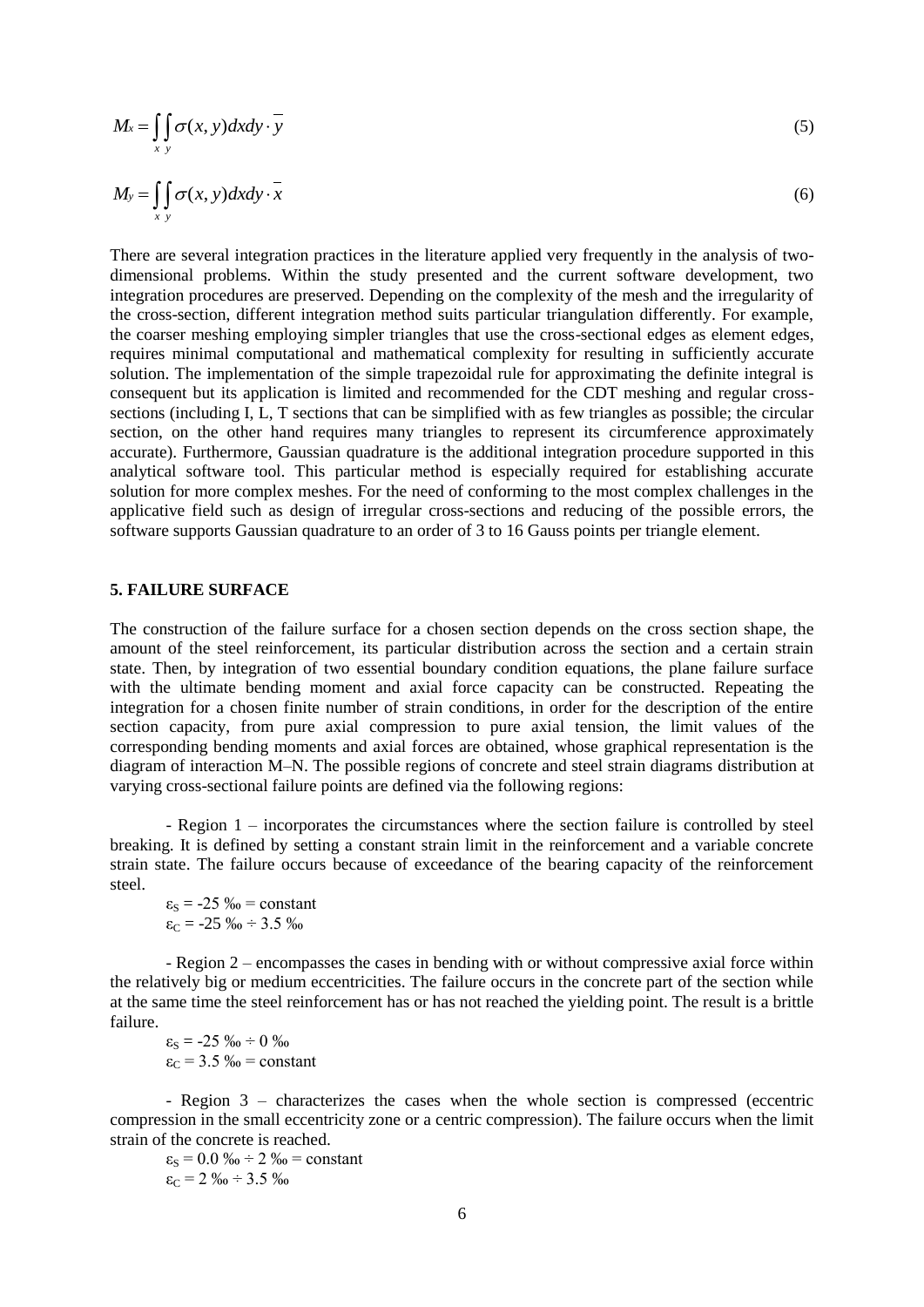$$M_x = \int_x \int_y \sigma(x,y)dxdy \cdot \overline{y} \tag{5}$$

$$M_y = \int_x \int_y \sigma(x,y)dxdy \cdot \overline{x} \tag{6}$$

There are several integration practices in the literature applied very frequently in the analysis of two-dimensional problems. Within the study presented and the current software development, two integration procedures are preserved. Depending on the complexity of the mesh and the irregularity of the cross-section, different integration method suits particular triangulation differently. For example, the coarser meshing employing simpler triangles that use the cross-sectional edges as element edges, requires minimal computational and mathematical complexity for resulting in sufficiently accurate solution. The implementation of the simple trapezoidal rule for approximating the definite integral is consequent but its application is limited and recommended for the CDT meshing and regular cross-sections (including I, L, T sections that can be simplified with as few triangles as possible; the circular section, on the other hand requires many triangles to represent its circumference approximately accurate). Furthermore, Gaussian quadrature is the additional integration procedure supported in this analytical software tool. This particular method is especially required for establishing accurate solution for more complex meshes. For the need of conforming to the most complex challenges in the applicative field such as design of irregular cross-sections and reducing of the possible errors, the software supports Gaussian quadrature to an order of 3 to 16 Gauss points per triangle element.

## 5. FAILURE SURFACE

The construction of the failure surface for a chosen section depends on the cross section shape, the amount of the steel reinforcement, its particular distribution across the section and a certain strain state. Then, by integration of two essential boundary condition equations, the plane failure surface with the ultimate bending moment and axial force capacity can be constructed. Repeating the integration for a chosen finite number of strain conditions, in order for the description of the entire section capacity, from pure axial compression to pure axial tension, the limit values of the corresponding bending moments and axial forces are obtained, whose graphical representation is the diagram of interaction M–N. The possible regions of concrete and steel strain diagrams distribution at varying cross-sectional failure points are defined via the following regions:

- Region 1 – incorporates the circumstances where the section failure is controlled by steel breaking. It is defined by setting a constant strain limit in the reinforcement and a variable concrete strain state. The failure occurs because of exceedance of the bearing capacity of the reinforcement steel.

  $\varepsilon_S = -25$ ‰ = constant
  $\varepsilon_C = -25$ ‰ ÷ 3.5 ‰

- Region 2 – encompasses the cases in bending with or without compressive axial force within the relatively big or medium eccentricities. The failure occurs in the concrete part of the section while at the same time the steel reinforcement has or has not reached the yielding point. The result is a brittle failure.

  $\varepsilon_S = -25$ ‰ ÷ 0 ‰
  $\varepsilon_C = 3.5$ ‰ = constant

- Region 3 – characterizes the cases when the whole section is compressed (eccentric compression in the small eccentricity zone or a centric compression). The failure occurs when the limit strain of the concrete is reached.

  $\varepsilon_S = 0.0$ ‰ ÷ 2 ‰ = constant
  $\varepsilon_C = 2$ ‰ ÷ 3.5 ‰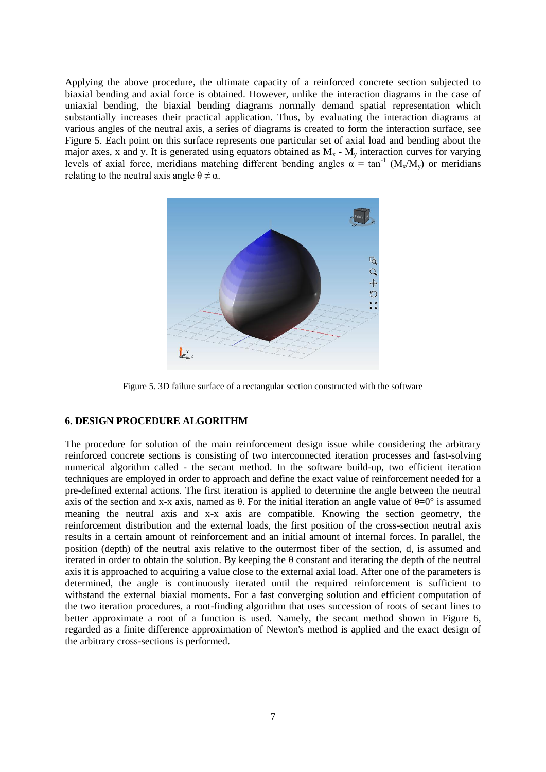Applying the above procedure, the ultimate capacity of a reinforced concrete section subjected to biaxial bending and axial force is obtained. However, unlike the interaction diagrams in the case of uniaxial bending, the biaxial bending diagrams normally demand spatial representation which substantially increases their practical application. Thus, by evaluating the interaction diagrams at various angles of the neutral axis, a series of diagrams is created to form the interaction surface, see Figure 5. Each point on this surface represents one particular set of axial load and bending about the major axes, x and y. It is generated using equators obtained as $M_x$ - $M_y$ interaction curves for varying levels of axial force, meridians matching different bending angles $\alpha = \tan^{-1} (M_x/M_y)$ or meridians relating to the neutral axis angle $\theta \neq \alpha$.

Figure 5. 3D failure surface of a rectangular section constructed with the software

## 6. DESIGN PROCEDURE ALGORITHM

The procedure for solution of the main reinforcement design issue while considering the arbitrary reinforced concrete sections is consisting of two interconnected iteration processes and fast-solving numerical algorithm called - the secant method. In the software build-up, two efficient iteration techniques are employed in order to approach and define the exact value of reinforcement needed for a pre-defined external actions. The first iteration is applied to determine the angle between the neutral axis of the section and x-x axis, named as θ. For the initial iteration an angle value of θ=0° is assumed meaning the neutral axis and x-x axis are compatible. Knowing the section geometry, the reinforcement distribution and the external loads, the first position of the cross-section neutral axis results in a certain amount of reinforcement and an initial amount of internal forces. In parallel, the position (depth) of the neutral axis relative to the outermost fiber of the section, d, is assumed and iterated in order to obtain the solution. By keeping the θ constant and iterating the depth of the neutral axis it is approached to acquiring a value close to the external axial load. After one of the parameters is determined, the angle is continuously iterated until the required reinforcement is sufficient to withstand the external biaxial moments. For a fast converging solution and efficient computation of the two iteration procedures, a root-finding algorithm that uses succession of roots of secant lines to better approximate a root of a function is used. Namely, the secant method shown in Figure 6, regarded as a finite difference approximation of Newton's method is applied and the exact design of the arbitrary cross-sections is performed.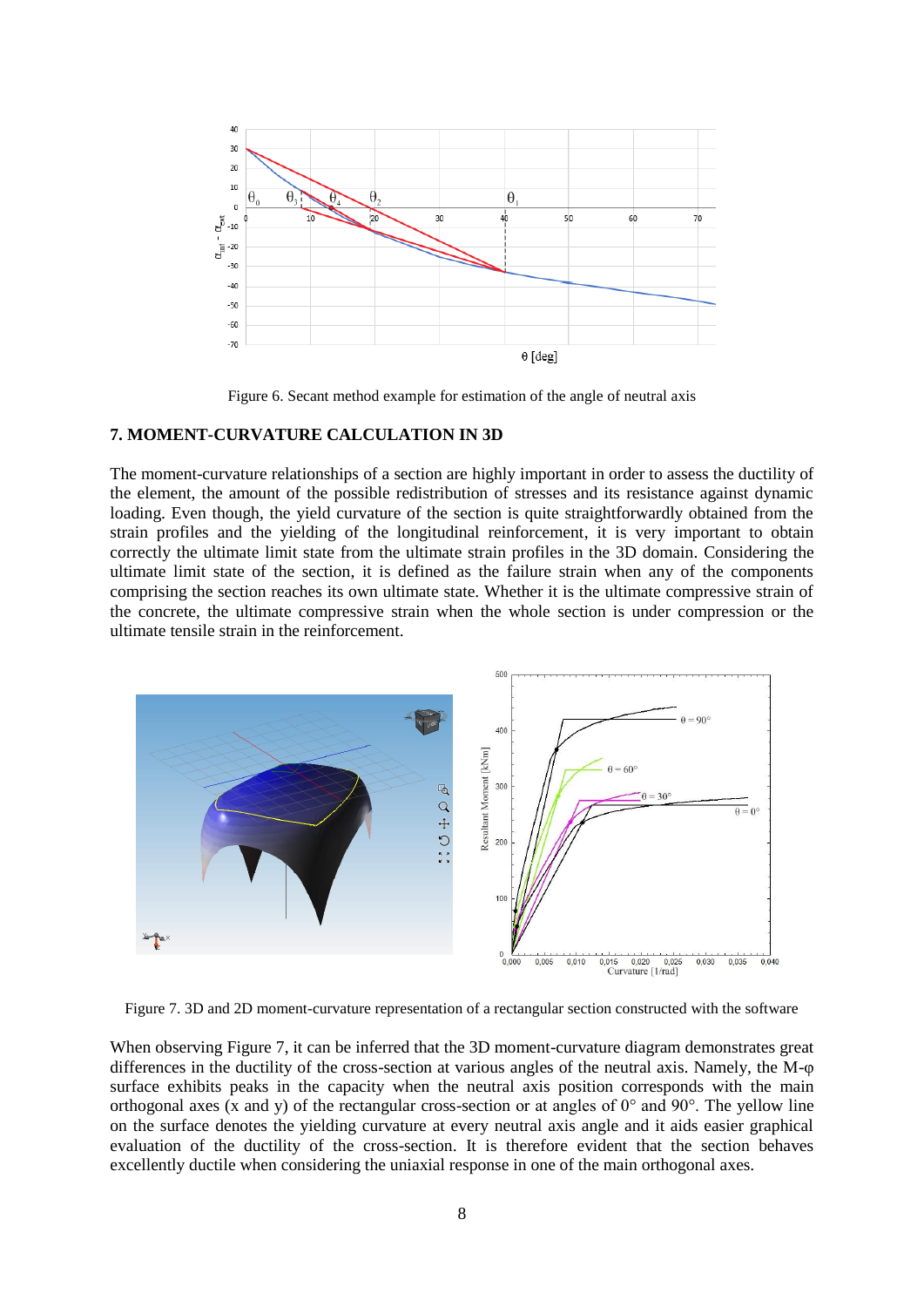Figure 6. Secant method example for estimation of the angle of neutral axis

## 7. MOMENT-CURVATURE CALCULATION IN 3D

The moment-curvature relationships of a section are highly important in order to assess the ductility of the element, the amount of the possible redistribution of stresses and its resistance against dynamic loading. Even though, the yield curvature of the section is quite straightforwardly obtained from the strain profiles and the yielding of the longitudinal reinforcement, it is very important to obtain correctly the ultimate limit state from the ultimate strain profiles in the 3D domain. Considering the ultimate limit state of the section, it is defined as the failure strain when any of the components comprising the section reaches its own ultimate state. Whether it is the ultimate compressive strain of the concrete, the ultimate compressive strain when the whole section is under compression or the ultimate tensile strain in the reinforcement.

Figure 7. 3D and 2D moment-curvature representation of a rectangular section constructed with the software

When observing Figure 7, it can be inferred that the 3D moment-curvature diagram demonstrates great differences in the ductility of the cross-section at various angles of the neutral axis. Namely, the M-φ surface exhibits peaks in the capacity when the neutral axis position corresponds with the main orthogonal axes (x and y) of the rectangular cross-section or at angles of 0° and 90°. The yellow line on the surface denotes the yielding curvature at every neutral axis angle and it aids easier graphical evaluation of the ductility of the cross-section. It is therefore evident that the section behaves excellently ductile when considering the uniaxial response in one of the main orthogonal axes.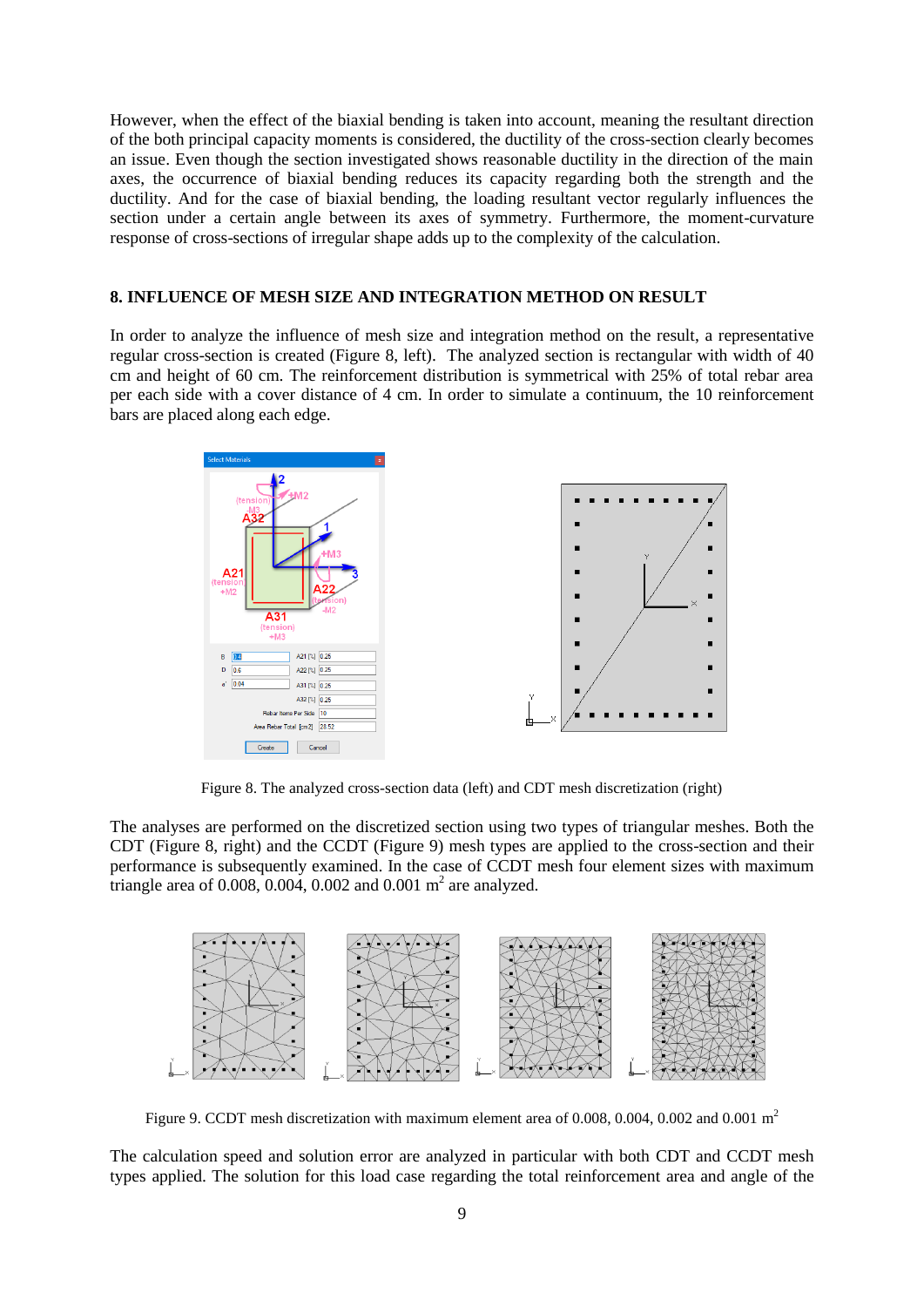However, when the effect of the biaxial bending is taken into account, meaning the resultant direction of the both principal capacity moments is considered, the ductility of the cross-section clearly becomes an issue. Even though the section investigated shows reasonable ductility in the direction of the main axes, the occurrence of biaxial bending reduces its capacity regarding both the strength and the ductility. And for the case of biaxial bending, the loading resultant vector regularly influences the section under a certain angle between its axes of symmetry. Furthermore, the moment-curvature response of cross-sections of irregular shape adds up to the complexity of the calculation.

## 8. INFLUENCE OF MESH SIZE AND INTEGRATION METHOD ON RESULT

In order to analyze the influence of mesh size and integration method on the result, a representative regular cross-section is created (Figure 8, left). The analyzed section is rectangular with width of 40 cm and height of 60 cm. The reinforcement distribution is symmetrical with 25% of total rebar area per each side with a cover distance of 4 cm. In order to simulate a continuum, the 10 reinforcement bars are placed along each edge.

Figure 8. The analyzed cross-section data (left) and CDT mesh discretization (right)

The analyses are performed on the discretized section using two types of triangular meshes. Both the CDT (Figure 8, right) and the CCDT (Figure 9) mesh types are applied to the cross-section and their performance is subsequently examined. In the case of CCDT mesh four element sizes with maximum triangle area of 0.008, 0.004, 0.002 and 0.001 $m^2$ are analyzed.

Figure 9. CCDT mesh discretization with maximum element area of 0.008, 0.004, 0.002 and 0.001 $m^2$

The calculation speed and solution error are analyzed in particular with both CDT and CCDT mesh types applied. The solution for this load case regarding the total reinforcement area and angle of the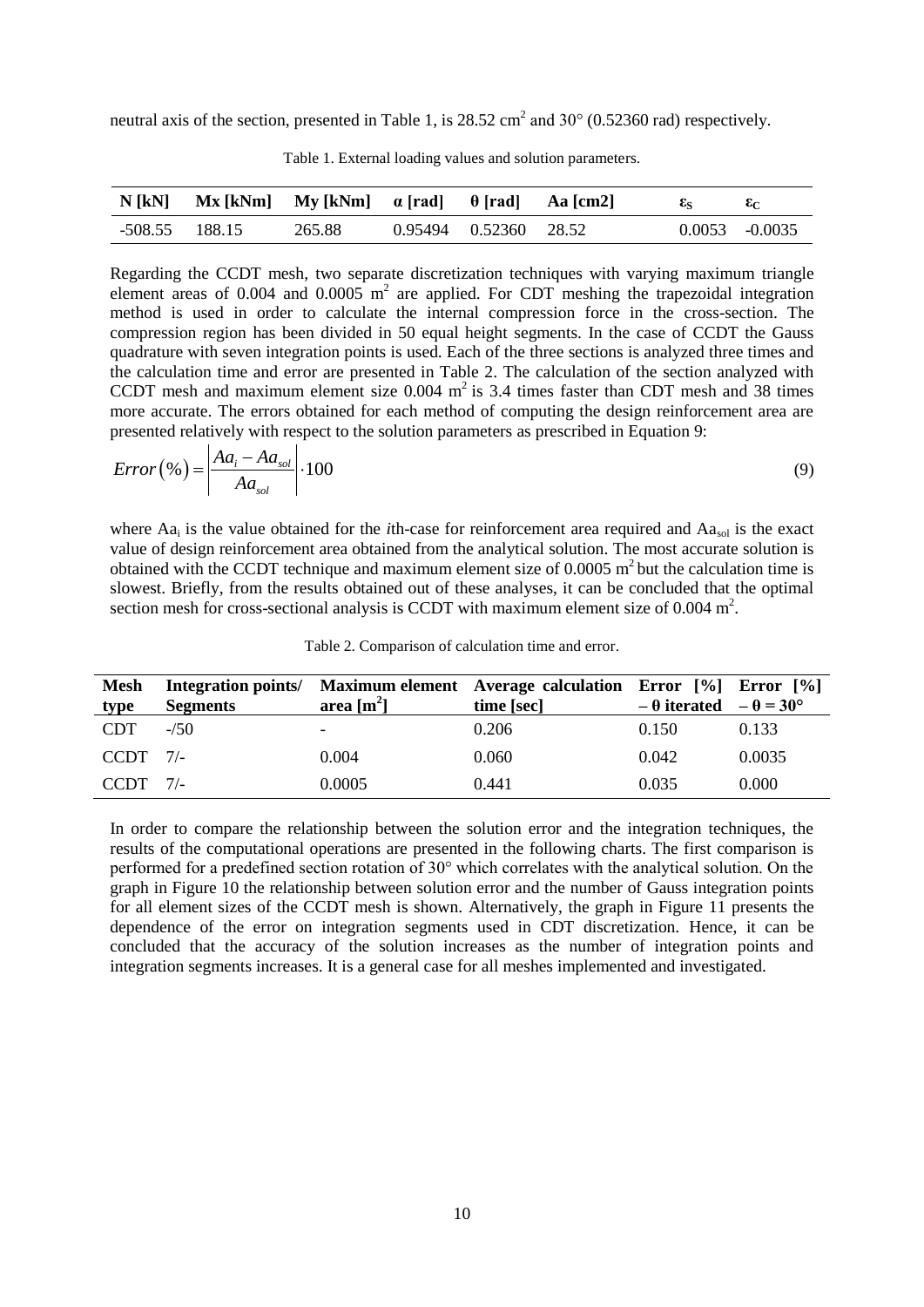neutral axis of the section, presented in Table 1, is 28.52 $cm^2$ and 30° (0.52360 rad) respectively.

Table 1. External loading values and solution parameters.

| N [kN] | Mx [kNm] | My [kNm] | α [rad] | θ [rad] | Aa [cm2] | $\varepsilon_S$ | $\varepsilon_C$ |
|---|---|---|---|---|---|---|---|
| -508.55 | 188.15 | 265.88 | 0.95494 | 0.52360 | 28.52 | 0.0053 | -0.0035 |

Regarding the CCDT mesh, two separate discretization techniques with varying maximum triangle element areas of 0.004 and 0.0005 $m^2$ are applied. For CDT meshing the trapezoidal integration method is used in order to calculate the internal compression force in the cross-section. The compression region has been divided in 50 equal height segments. In the case of CCDT the Gauss quadrature with seven integration points is used. Each of the three sections is analyzed three times and the calculation time and error are presented in Table 2. The calculation of the section analyzed with CCDT mesh and maximum element size 0.004 $m^2$ is 3.4 times faster than CDT mesh and 38 times more accurate. The errors obtained for each method of computing the design reinforcement area are presented relatively with respect to the solution parameters as prescribed in Equation 9:

$$Error(\%) = \left| \frac{Aa_i - Aa_{sol}}{Aa_{sol}} \right| \cdot 100 \tag{9}$$

where $Aa_i$ is the value obtained for the *i*th-case for reinforcement area required and $Aa_{sol}$ is the exact value of design reinforcement area obtained from the analytical solution. The most accurate solution is obtained with the CCDT technique and maximum element size of 0.0005 $m^2$ but the calculation time is slowest. Briefly, from the results obtained out of these analyses, it can be concluded that the optimal section mesh for cross-sectional analysis is CCDT with maximum element size of 0.004 $m^2$.

Table 2. Comparison of calculation time and error.

| Mesh type | Integration points/ Segments | Maximum element area [$m^2$] | Average calculation time [sec] | Error [%] – θ iterated | Error [%] – θ = 30° |
|---|---|---|---|---|---|
| CDT | -/50 | - | 0.206 | 0.150 | 0.133 |
| CCDT | 7/- | 0.004 | 0.060 | 0.042 | 0.0035 |
| CCDT | 7/- | 0.0005 | 0.441 | 0.035 | 0.000 |

In order to compare the relationship between the solution error and the integration techniques, the results of the computational operations are presented in the following charts. The first comparison is performed for a predefined section rotation of 30° which correlates with the analytical solution. On the graph in Figure 10 the relationship between solution error and the number of Gauss integration points for all element sizes of the CCDT mesh is shown. Alternatively, the graph in Figure 11 presents the dependence of the error on integration segments used in CDT discretization. Hence, it can be concluded that the accuracy of the solution increases as the number of integration points and integration segments increases. It is a general case for all meshes implemented and investigated.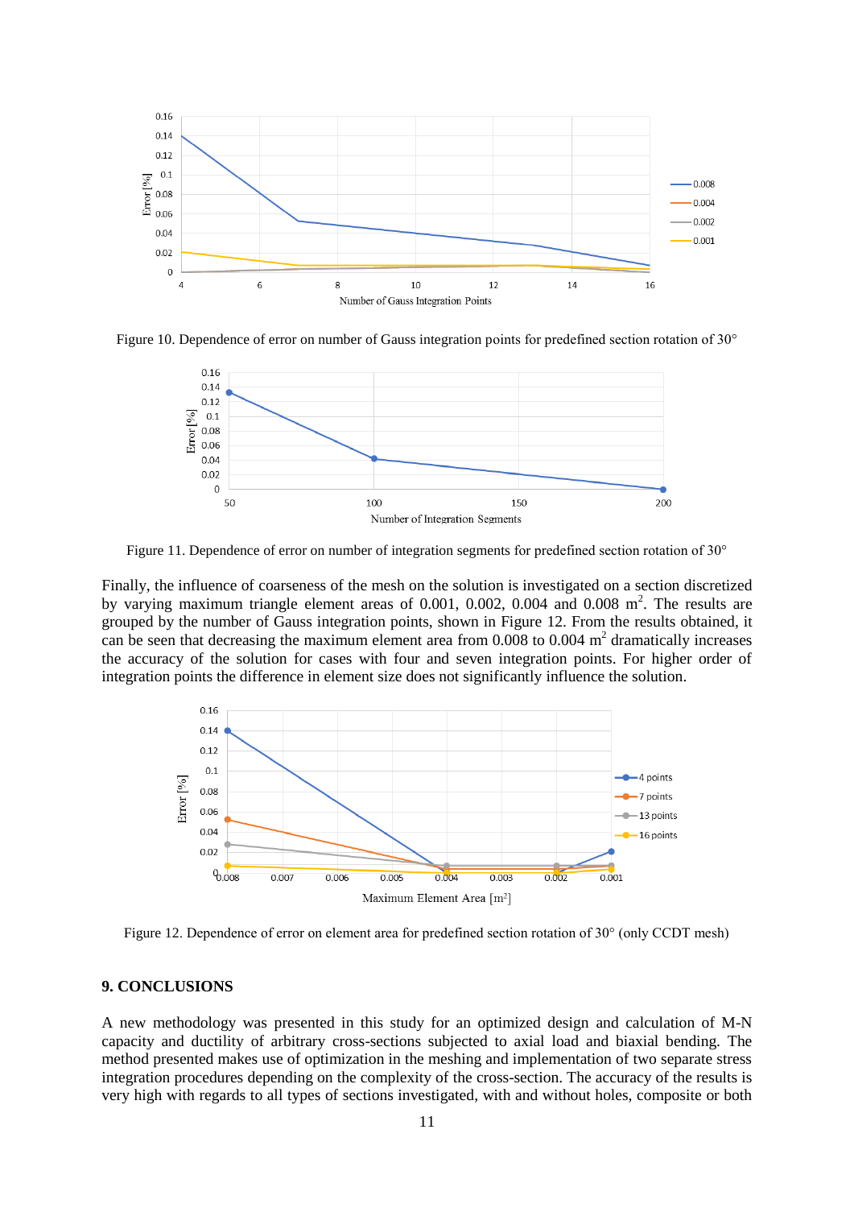0.16
0.14
0.12
0.1
0.08
0.06
0.04
0.02
0
Error [%]
4 6 8 10 12 14 16
Number of Gauss Integration Points
0.008
0.004
0.002
0.001

Figure 10. Dependence of error on number of Gauss integration points for predefined section rotation of 30°

0.16
0.14
0.12
0.1
0.08
0.06
0.04
0.02
0
Error [%]
50 100 150 200
Number of Integration Segments

Figure 11. Dependence of error on number of integration segments for predefined section rotation of 30°

Finally, the influence of coarseness of the mesh on the solution is investigated on a section discretized by varying maximum triangle element areas of 0.001, 0.002, 0.004 and 0.008 $m^2$. The results are grouped by the number of Gauss integration points, shown in Figure 12. From the results obtained, it can be seen that decreasing the maximum element area from 0.008 to 0.004 $m^2$ dramatically increases the accuracy of the solution for cases with four and seven integration points. For higher order of integration points the difference in element size does not significantly influence the solution.

0.16
0.14
0.12
0.1
0.08
0.06
0.04
0.02
0
Error [%]
0.008 0.007 0.006 0.005 0.004 0.003 0.002 0.001
Maximum Element Area [m²]
4 points
7 points
13 points
16 points

Figure 12. Dependence of error on element area for predefined section rotation of 30° (only CCDT mesh)

## 9. CONCLUSIONS

A new methodology was presented in this study for an optimized design and calculation of M-N capacity and ductility of arbitrary cross-sections subjected to axial load and biaxial bending. The method presented makes use of optimization in the meshing and implementation of two separate stress integration procedures depending on the complexity of the cross-section. The accuracy of the results is very high with regards to all types of sections investigated, with and without holes, composite or both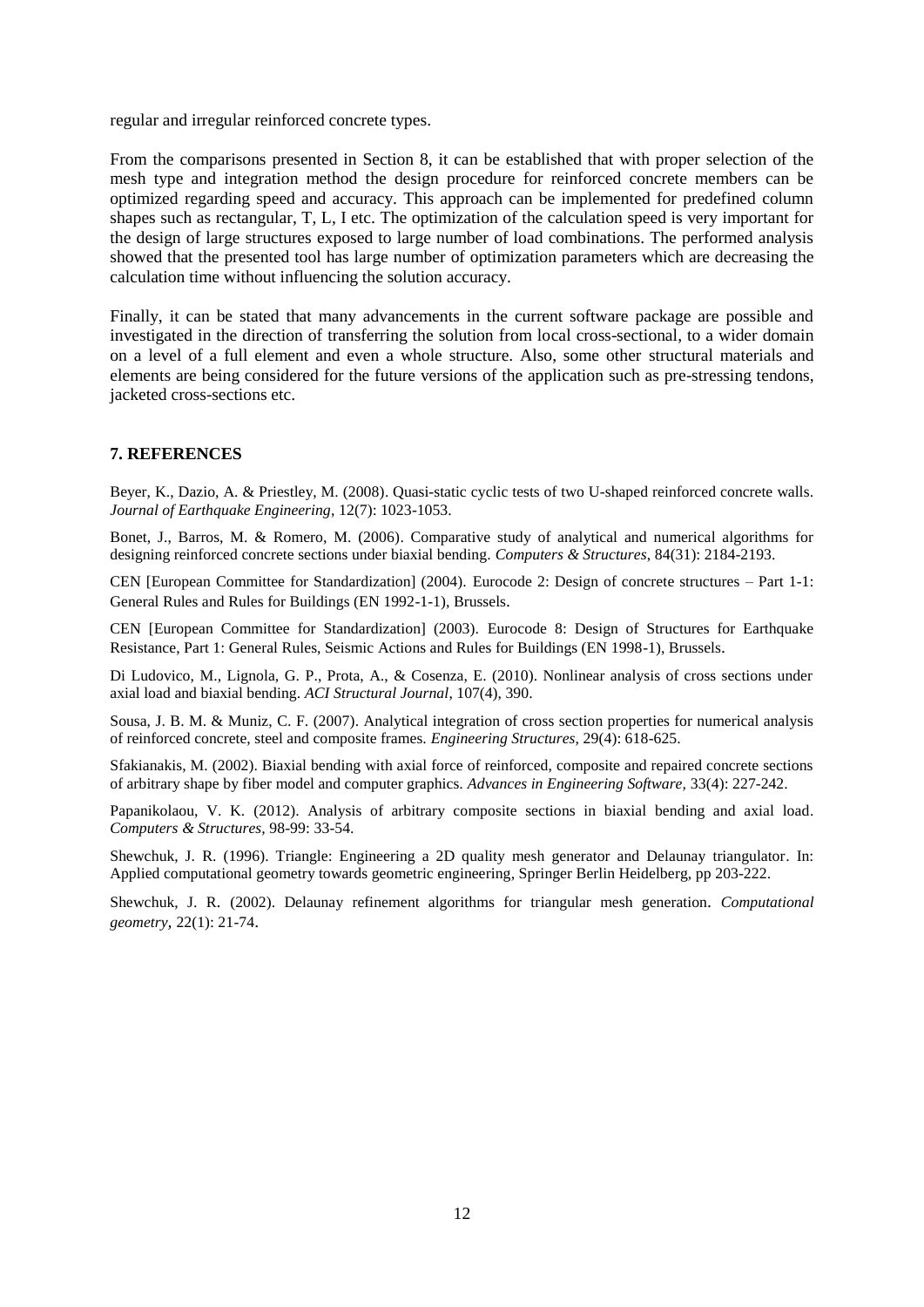regular and irregular reinforced concrete types.

From the comparisons presented in Section 8, it can be established that with proper selection of the mesh type and integration method the design procedure for reinforced concrete members can be optimized regarding speed and accuracy. This approach can be implemented for predefined column shapes such as rectangular, T, L, I etc. The optimization of the calculation speed is very important for the design of large structures exposed to large number of load combinations. The performed analysis showed that the presented tool has large number of optimization parameters which are decreasing the calculation time without influencing the solution accuracy.

Finally, it can be stated that many advancements in the current software package are possible and investigated in the direction of transferring the solution from local cross-sectional, to a wider domain on a level of a full element and even a whole structure. Also, some other structural materials and elements are being considered for the future versions of the application such as pre-stressing tendons, jacketed cross-sections etc.

## 7. REFERENCES

Beyer, K., Dazio, A. & Priestley, M. (2008). Quasi-static cyclic tests of two U-shaped reinforced concrete walls. *Journal of Earthquake Engineering*, 12(7): 1023-1053.

Bonet, J., Barros, M. & Romero, M. (2006). Comparative study of analytical and numerical algorithms for designing reinforced concrete sections under biaxial bending. *Computers & Structures*, 84(31): 2184-2193.

CEN [European Committee for Standardization] (2004). Eurocode 2: Design of concrete structures – Part 1-1: General Rules and Rules for Buildings (EN 1992-1-1), Brussels.

CEN [European Committee for Standardization] (2003). Eurocode 8: Design of Structures for Earthquake Resistance, Part 1: General Rules, Seismic Actions and Rules for Buildings (EN 1998-1), Brussels.

Di Ludovico, M., Lignola, G. P., Prota, A., & Cosenza, E. (2010). Nonlinear analysis of cross sections under axial load and biaxial bending. *ACI Structural Journal*, 107(4), 390.

Sousa, J. B. M. & Muniz, C. F. (2007). Analytical integration of cross section properties for numerical analysis of reinforced concrete, steel and composite frames. *Engineering Structures*, 29(4): 618-625.

Sfakianakis, M. (2002). Biaxial bending with axial force of reinforced, composite and repaired concrete sections of arbitrary shape by fiber model and computer graphics. *Advances in Engineering Software*, 33(4): 227-242.

Papanikolaou, V. K. (2012). Analysis of arbitrary composite sections in biaxial bending and axial load. *Computers & Structures*, 98-99: 33-54.

Shewchuk, J. R. (1996). Triangle: Engineering a 2D quality mesh generator and Delaunay triangulator. In: Applied computational geometry towards geometric engineering, Springer Berlin Heidelberg, pp 203-222.

Shewchuk, J. R. (2002). Delaunay refinement algorithms for triangular mesh generation. *Computational geometry*, 22(1): 21-74.